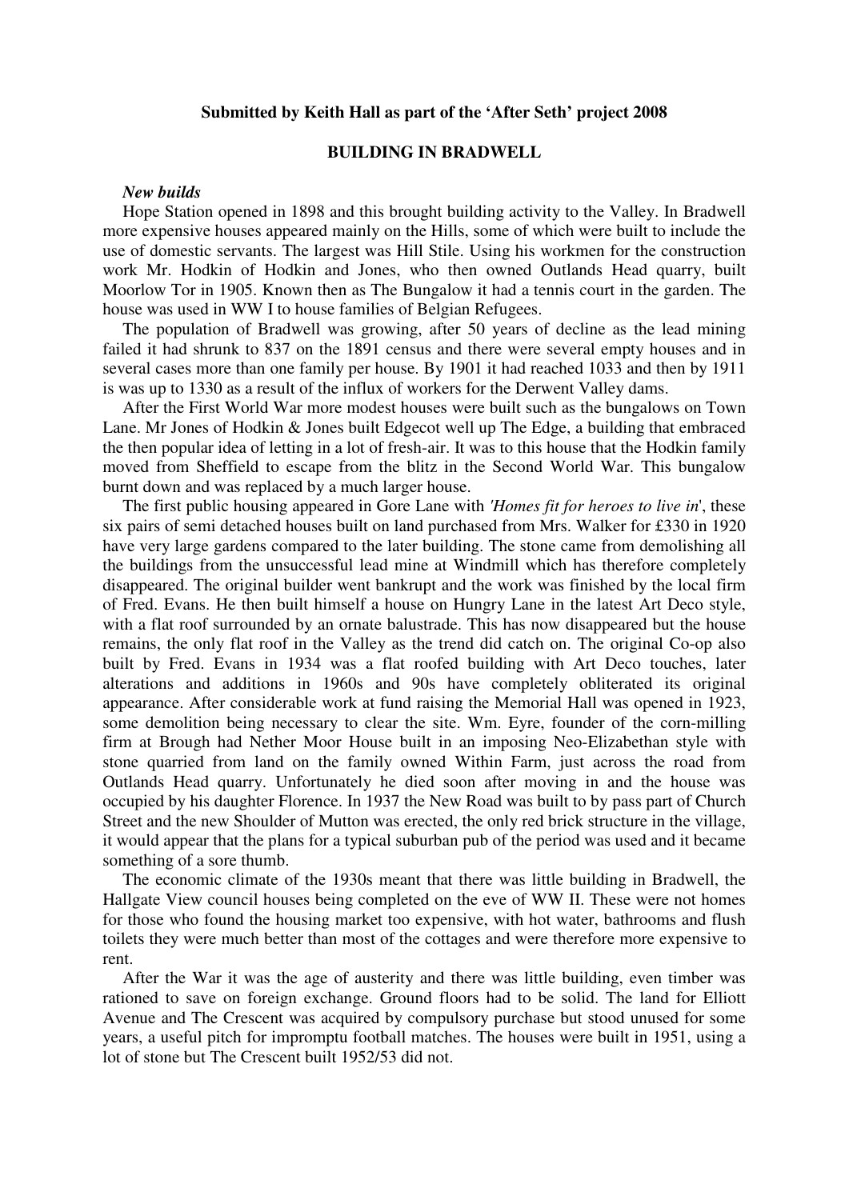**Submitted by Keith Hall as part of the 'After Seth' project 2008**

## BUILDING IN BRADWELL

***New builds***

Hope Station opened in 1898 and this brought building activity to the Valley. In Bradwell more expensive houses appeared mainly on the Hills, some of which were built to include the use of domestic servants. The largest was Hill Stile. Using his workmen for the construction work Mr. Hodkin of Hodkin and Jones, who then owned Outlands Head quarry, built Moorlow Tor in 1905. Known then as The Bungalow it had a tennis court in the garden. The house was used in WW I to house families of Belgian Refugees.

The population of Bradwell was growing, after 50 years of decline as the lead mining failed it had shrunk to 837 on the 1891 census and there were several empty houses and in several cases more than one family per house. By 1901 it had reached 1033 and then by 1911 is was up to 1330 as a result of the influx of workers for the Derwent Valley dams.

After the First World War more modest houses were built such as the bungalows on Town Lane. Mr Jones of Hodkin & Jones built Edgecot well up The Edge, a building that embraced the then popular idea of letting in a lot of fresh-air. It was to this house that the Hodkin family moved from Sheffield to escape from the blitz in the Second World War. This bungalow burnt down and was replaced by a much larger house.

The first public housing appeared in Gore Lane with *'Homes fit for heroes to live in*', these six pairs of semi detached houses built on land purchased from Mrs. Walker for £330 in 1920 have very large gardens compared to the later building. The stone came from demolishing all the buildings from the unsuccessful lead mine at Windmill which has therefore completely disappeared. The original builder went bankrupt and the work was finished by the local firm of Fred. Evans. He then built himself a house on Hungry Lane in the latest Art Deco style, with a flat roof surrounded by an ornate balustrade. This has now disappeared but the house remains, the only flat roof in the Valley as the trend did catch on. The original Co-op also built by Fred. Evans in 1934 was a flat roofed building with Art Deco touches, later alterations and additions in 1960s and 90s have completely obliterated its original appearance. After considerable work at fund raising the Memorial Hall was opened in 1923, some demolition being necessary to clear the site. Wm. Eyre, founder of the corn-milling firm at Brough had Nether Moor House built in an imposing Neo-Elizabethan style with stone quarried from land on the family owned Within Farm, just across the road from Outlands Head quarry. Unfortunately he died soon after moving in and the house was occupied by his daughter Florence. In 1937 the New Road was built to by pass part of Church Street and the new Shoulder of Mutton was erected, the only red brick structure in the village, it would appear that the plans for a typical suburban pub of the period was used and it became something of a sore thumb.

The economic climate of the 1930s meant that there was little building in Bradwell, the Hallgate View council houses being completed on the eve of WW II. These were not homes for those who found the housing market too expensive, with hot water, bathrooms and flush toilets they were much better than most of the cottages and were therefore more expensive to rent.

After the War it was the age of austerity and there was little building, even timber was rationed to save on foreign exchange. Ground floors had to be solid. The land for Elliott Avenue and The Crescent was acquired by compulsory purchase but stood unused for some years, a useful pitch for impromptu football matches. The houses were built in 1951, using a lot of stone but The Crescent built 1952/53 did not.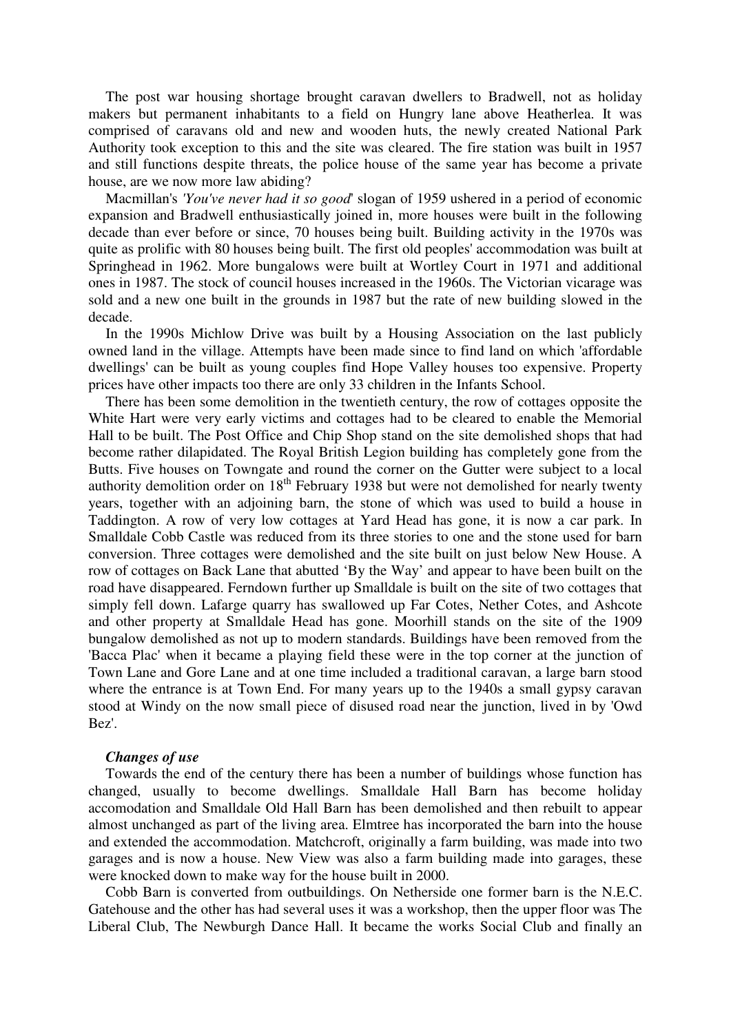The post war housing shortage brought caravan dwellers to Bradwell, not as holiday makers but permanent inhabitants to a field on Hungry lane above Heatherlea. It was comprised of caravans old and new and wooden huts, the newly created National Park Authority took exception to this and the site was cleared. The fire station was built in 1957 and still functions despite threats, the police house of the same year has become a private house, are we now more law abiding?

Macmillan's *'You've never had it so good*' slogan of 1959 ushered in a period of economic expansion and Bradwell enthusiastically joined in, more houses were built in the following decade than ever before or since, 70 houses being built. Building activity in the 1970s was quite as prolific with 80 houses being built. The first old peoples' accommodation was built at Springhead in 1962. More bungalows were built at Wortley Court in 1971 and additional ones in 1987. The stock of council houses increased in the 1960s. The Victorian vicarage was sold and a new one built in the grounds in 1987 but the rate of new building slowed in the decade.

In the 1990s Michlow Drive was built by a Housing Association on the last publicly owned land in the village. Attempts have been made since to find land on which 'affordable dwellings' can be built as young couples find Hope Valley houses too expensive. Property prices have other impacts too there are only 33 children in the Infants School.

There has been some demolition in the twentieth century, the row of cottages opposite the White Hart were very early victims and cottages had to be cleared to enable the Memorial Hall to be built. The Post Office and Chip Shop stand on the site demolished shops that had become rather dilapidated. The Royal British Legion building has completely gone from the Butts. Five houses on Towngate and round the corner on the Gutter were subject to a local authority demolition order on 18th February 1938 but were not demolished for nearly twenty years, together with an adjoining barn, the stone of which was used to build a house in Taddington. A row of very low cottages at Yard Head has gone, it is now a car park. In Smalldale Cobb Castle was reduced from its three stories to one and the stone used for barn conversion. Three cottages were demolished and the site built on just below New House. A row of cottages on Back Lane that abutted 'By the Way' and appear to have been built on the road have disappeared. Ferndown further up Smalldale is built on the site of two cottages that simply fell down. Lafarge quarry has swallowed up Far Cotes, Nether Cotes, and Ashcote and other property at Smalldale Head has gone. Moorhill stands on the site of the 1909 bungalow demolished as not up to modern standards. Buildings have been removed from the 'Bacca Plac' when it became a playing field these were in the top corner at the junction of Town Lane and Gore Lane and at one time included a traditional caravan, a large barn stood where the entrance is at Town End. For many years up to the 1940s a small gypsy caravan stood at Windy on the now small piece of disused road near the junction, lived in by 'Owd Bez'.

***Changes of use***

Towards the end of the century there has been a number of buildings whose function has changed, usually to become dwellings. Smalldale Hall Barn has become holiday accomodation and Smalldale Old Hall Barn has been demolished and then rebuilt to appear almost unchanged as part of the living area. Elmtree has incorporated the barn into the house and extended the accommodation. Matchcroft, originally a farm building, was made into two garages and is now a house. New View was also a farm building made into garages, these were knocked down to make way for the house built in 2000.

Cobb Barn is converted from outbuildings. On Netherside one former barn is the N.E.C. Gatehouse and the other has had several uses it was a workshop, then the upper floor was The Liberal Club, The Newburgh Dance Hall. It became the works Social Club and finally an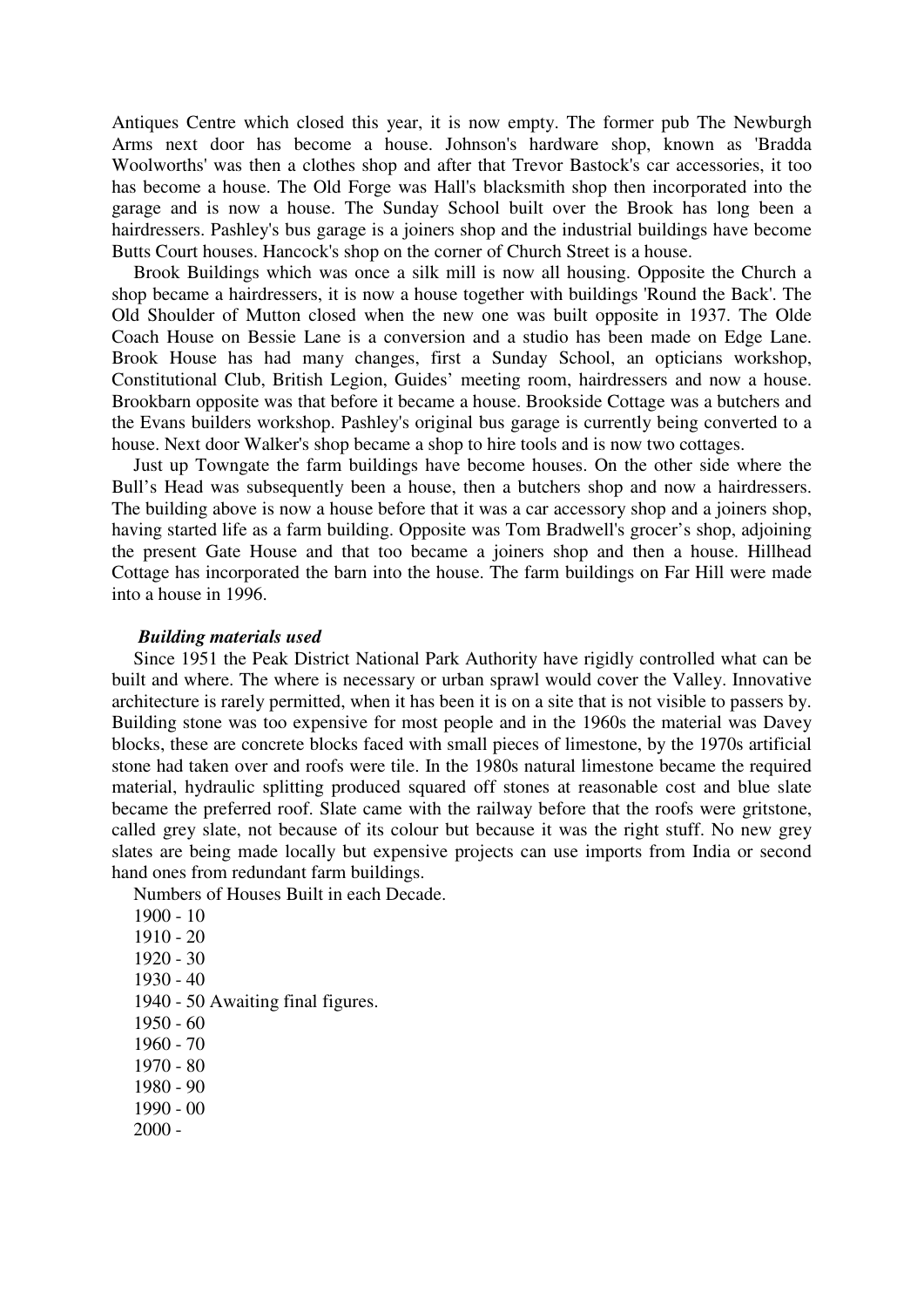Antiques Centre which closed this year, it is now empty. The former pub The Newburgh Arms next door has become a house. Johnson's hardware shop, known as 'Bradda Woolworths' was then a clothes shop and after that Trevor Bastock's car accessories, it too has become a house. The Old Forge was Hall's blacksmith shop then incorporated into the garage and is now a house. The Sunday School built over the Brook has long been a hairdressers. Pashley's bus garage is a joiners shop and the industrial buildings have become Butts Court houses. Hancock's shop on the corner of Church Street is a house.

Brook Buildings which was once a silk mill is now all housing. Opposite the Church a shop became a hairdressers, it is now a house together with buildings 'Round the Back'. The Old Shoulder of Mutton closed when the new one was built opposite in 1937. The Olde Coach House on Bessie Lane is a conversion and a studio has been made on Edge Lane. Brook House has had many changes, first a Sunday School, an opticians workshop, Constitutional Club, British Legion, Guides' meeting room, hairdressers and now a house. Brookbarn opposite was that before it became a house. Brookside Cottage was a butchers and the Evans builders workshop. Pashley's original bus garage is currently being converted to a house. Next door Walker's shop became a shop to hire tools and is now two cottages.

Just up Towngate the farm buildings have become houses. On the other side where the Bull's Head was subsequently been a house, then a butchers shop and now a hairdressers. The building above is now a house before that it was a car accessory shop and a joiners shop, having started life as a farm building. Opposite was Tom Bradwell's grocer's shop, adjoining the present Gate House and that too became a joiners shop and then a house. Hillhead Cottage has incorporated the barn into the house. The farm buildings on Far Hill were made into a house in 1996.

***Building materials used***

Since 1951 the Peak District National Park Authority have rigidly controlled what can be built and where. The where is necessary or urban sprawl would cover the Valley. Innovative architecture is rarely permitted, when it has been it is on a site that is not visible to passers by. Building stone was too expensive for most people and in the 1960s the material was Davey blocks, these are concrete blocks faced with small pieces of limestone, by the 1970s artificial stone had taken over and roofs were tile. In the 1980s natural limestone became the required material, hydraulic splitting produced squared off stones at reasonable cost and blue slate became the preferred roof. Slate came with the railway before that the roofs were gritstone, called grey slate, not because of its colour but because it was the right stuff. No new grey slates are being made locally but expensive projects can use imports from India or second hand ones from redundant farm buildings.

Numbers of Houses Built in each Decade.

1900 - 10
1910 - 20
1920 - 30
1930 - 40
1940 - 50 Awaiting final figures.
1950 - 60
1960 - 70
1970 - 80
1980 - 90
1990 - 00
2000 -